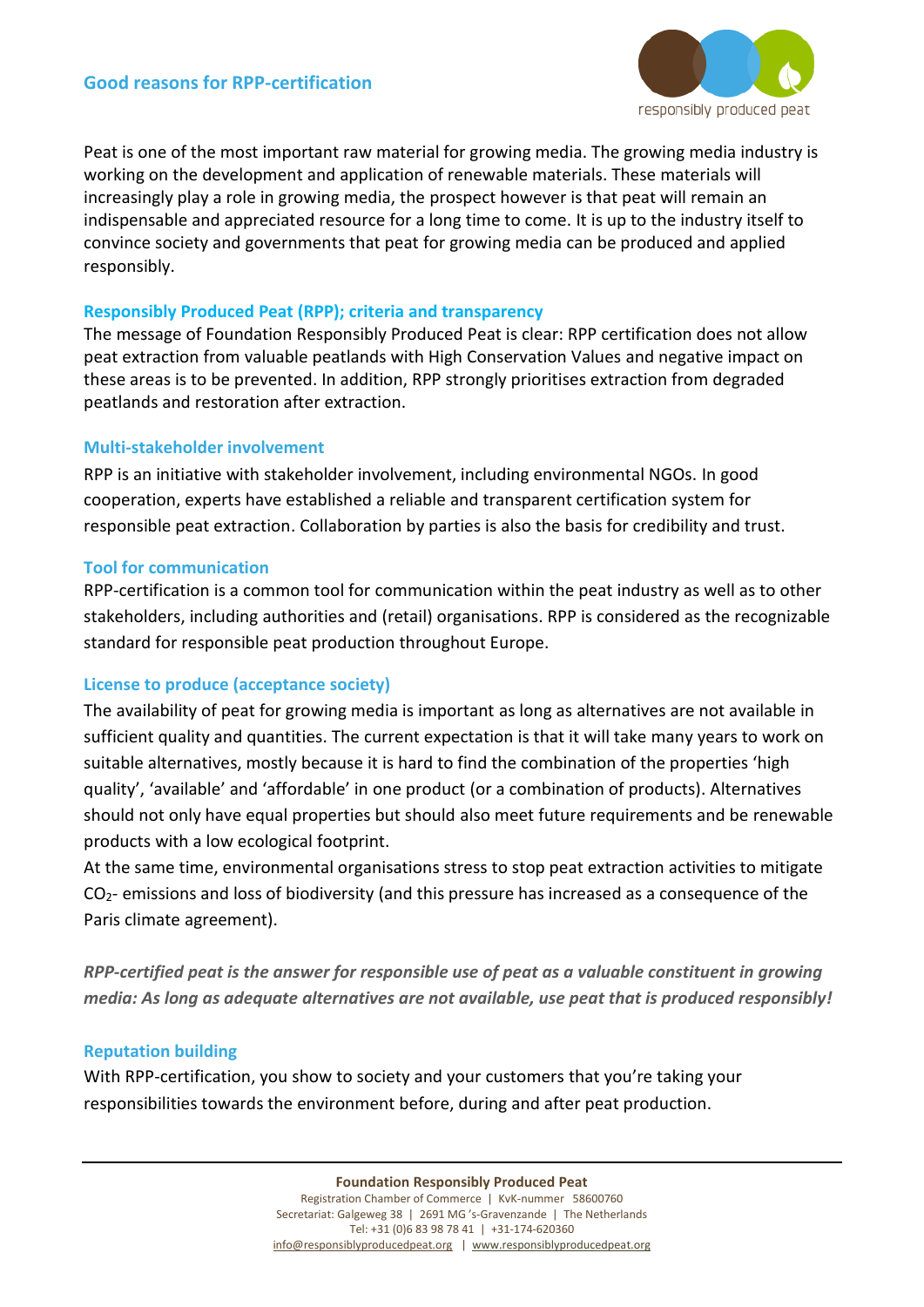## Good reasons for RPP-certification

responsibly produced peat

Peat is one of the most important raw material for growing media. The growing media industry is working on the development and application of renewable materials. These materials will increasingly play a role in growing media, the prospect however is that peat will remain an indispensable and appreciated resource for a long time to come. It is up to the industry itself to convince society and governments that peat for growing media can be produced and applied responsibly.

### Responsibly Produced Peat (RPP); criteria and transparency

The message of Foundation Responsibly Produced Peat is clear: RPP certification does not allow peat extraction from valuable peatlands with High Conservation Values and negative impact on these areas is to be prevented. In addition, RPP strongly prioritises extraction from degraded peatlands and restoration after extraction.

### Multi-stakeholder involvement

RPP is an initiative with stakeholder involvement, including environmental NGOs. In good cooperation, experts have established a reliable and transparent certification system for responsible peat extraction. Collaboration by parties is also the basis for credibility and trust.

### Tool for communication

RPP-certification is a common tool for communication within the peat industry as well as to other stakeholders, including authorities and (retail) organisations. RPP is considered as the recognizable standard for responsible peat production throughout Europe.

### License to produce (acceptance society)

The availability of peat for growing media is important as long as alternatives are not available in sufficient quality and quantities. The current expectation is that it will take many years to work on suitable alternatives, mostly because it is hard to find the combination of the properties 'high quality', 'available' and 'affordable' in one product (or a combination of products). Alternatives should not only have equal properties but should also meet future requirements and be renewable products with a low ecological footprint.

At the same time, environmental organisations stress to stop peat extraction activities to mitigate $CO_2$- emissions and loss of biodiversity (and this pressure has increased as a consequence of the Paris climate agreement).

***RPP-certified peat is the answer for responsible use of peat as a valuable constituent in growing media: As long as adequate alternatives are not available, use peat that is produced responsibly!***

### Reputation building

With RPP-certification, you show to society and your customers that you're taking your responsibilities towards the environment before, during and after peat production.

**Foundation Responsibly Produced Peat**
Registration Chamber of Commerce | KvK-nummer 58600760
Secretariat: Galgeweg 38 | 2691 MG 's-Gravenzande | The Netherlands
Tel: +31 (0)6 83 98 78 41 | +31-174-620360
info@responsiblyproducedpeat.org | www.responsiblyproducedpeat.org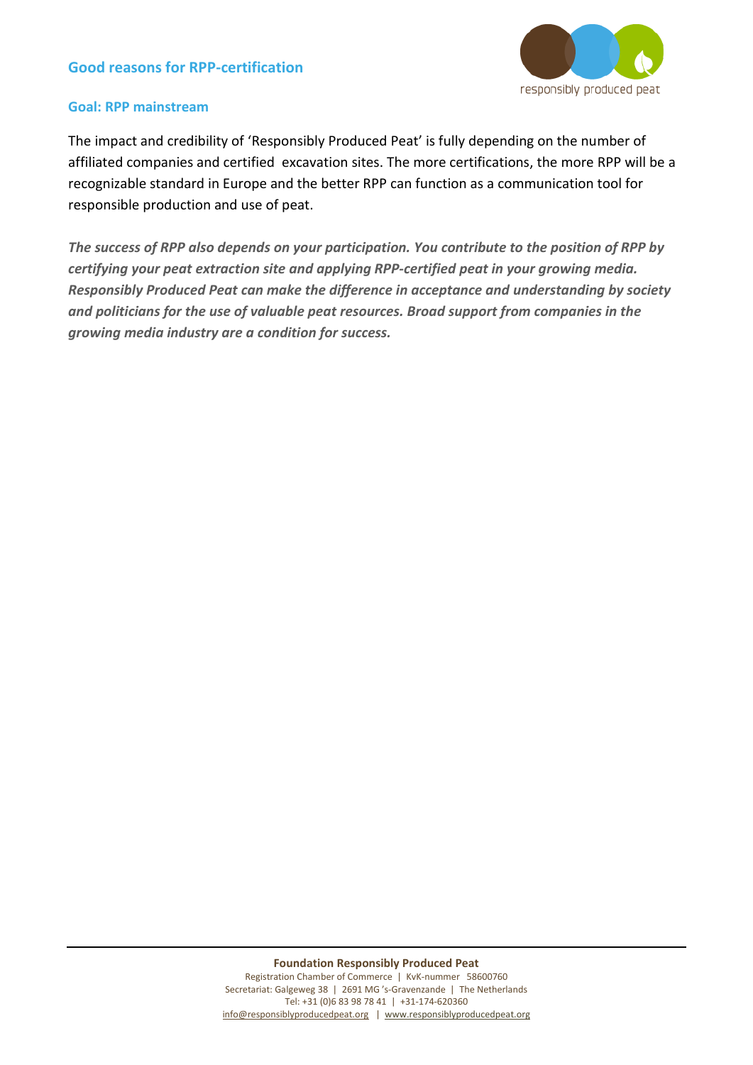## Good reasons for RPP-certification

### Goal: RPP mainstream

The impact and credibility of 'Responsibly Produced Peat' is fully depending on the number of affiliated companies and certified excavation sites. The more certifications, the more RPP will be a recognizable standard in Europe and the better RPP can function as a communication tool for responsible production and use of peat.

***The success of RPP also depends on your participation. You contribute to the position of RPP by certifying your peat extraction site and applying RPP-certified peat in your growing media. Responsibly Produced Peat can make the difference in acceptance and understanding by society and politicians for the use of valuable peat resources. Broad support from companies in the growing media industry are a condition for success.***